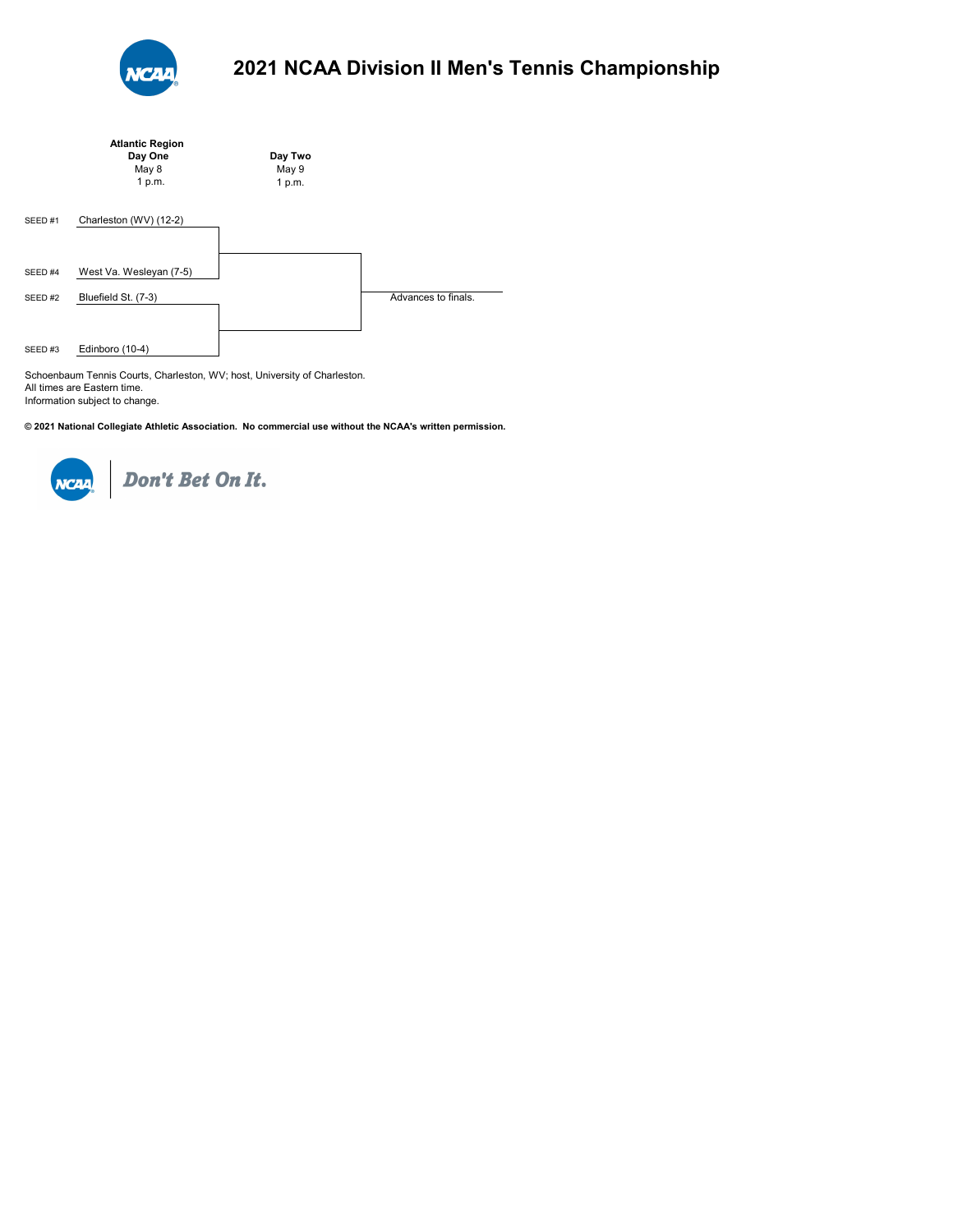# 2021 NCAA Division II Men's Tennis Championship

| Seed | Atlantic Region Day One May 8 1 p.m. | Day Two May 9 1 p.m. | |
|---|---|---|---|
| SEED #1 | Charleston (WV) (12-2) | | |
| SEED #4 | West Va. Wesleyan (7-5) | | |
| | | | Advances to finals. |
| SEED #2 | Bluefield St. (7-3) | | |
| SEED #3 | Edinboro (10-4) | | |

Schoenbaum Tennis Courts, Charleston, WV; host, University of Charleston.
All times are Eastern time.
Information subject to change.

**© 2021 National Collegiate Athletic Association. No commercial use without the NCAA's written permission.**

*Don't Bet On It.*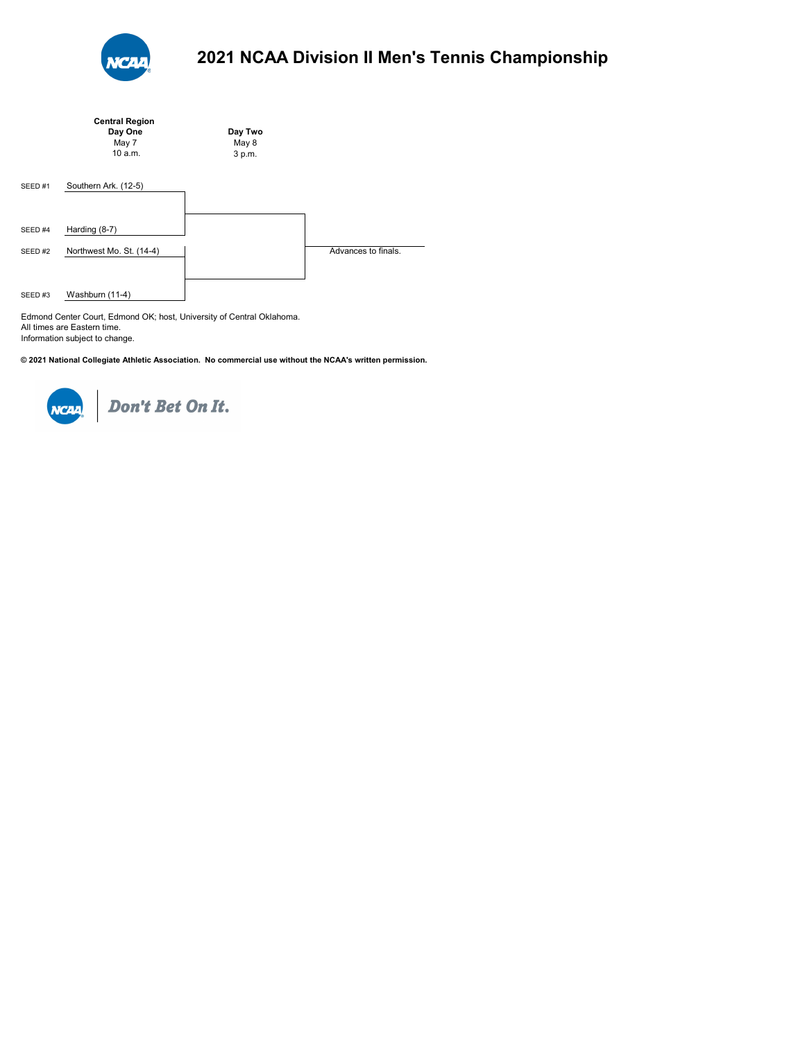# 2021 NCAA Division II Men's Tennis Championship

| | Central Region<br>Day One<br>May 7<br>10 a.m. | Day Two<br>May 8<br>3 p.m. | |
|---|---|---|---|
| SEED #1 | Southern Ark. (12-5) | | |
| SEED #4 | Harding (8-7) | | |
| SEED #2 | Northwest Mo. St. (14-4) | | Advances to finals. |
| SEED #3 | Washburn (11-4) | | |

Edmond Center Court, Edmond OK; host, University of Central Oklahoma.
All times are Eastern time.
Information subject to change.

**© 2021 National Collegiate Athletic Association. No commercial use without the NCAA's written permission.**

NCAA | *Don't Bet On It.*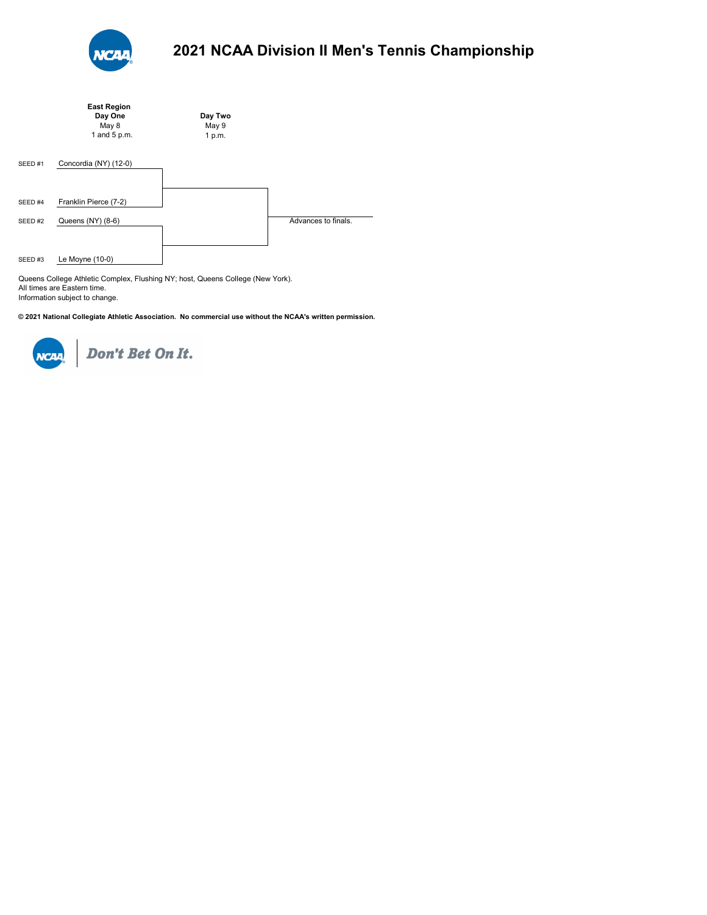# 2021 NCAA Division II Men's Tennis Championship

| | East Region Day One May 8 1 and 5 p.m. | Day Two May 9 1 p.m. | |
|---|---|---|---|
| SEED #1 | Concordia (NY) (12-0) | | |
| SEED #4 | Franklin Pierce (7-2) | | |
| | | | Advances to finals. |
| SEED #2 | Queens (NY) (8-6) | | |
| SEED #3 | Le Moyne (10-0) | | |

Queens College Athletic Complex, Flushing NY; host, Queens College (New York).
All times are Eastern time.
Information subject to change.

**© 2021 National Collegiate Athletic Association. No commercial use without the NCAA's written permission.**

*Don't Bet On It.*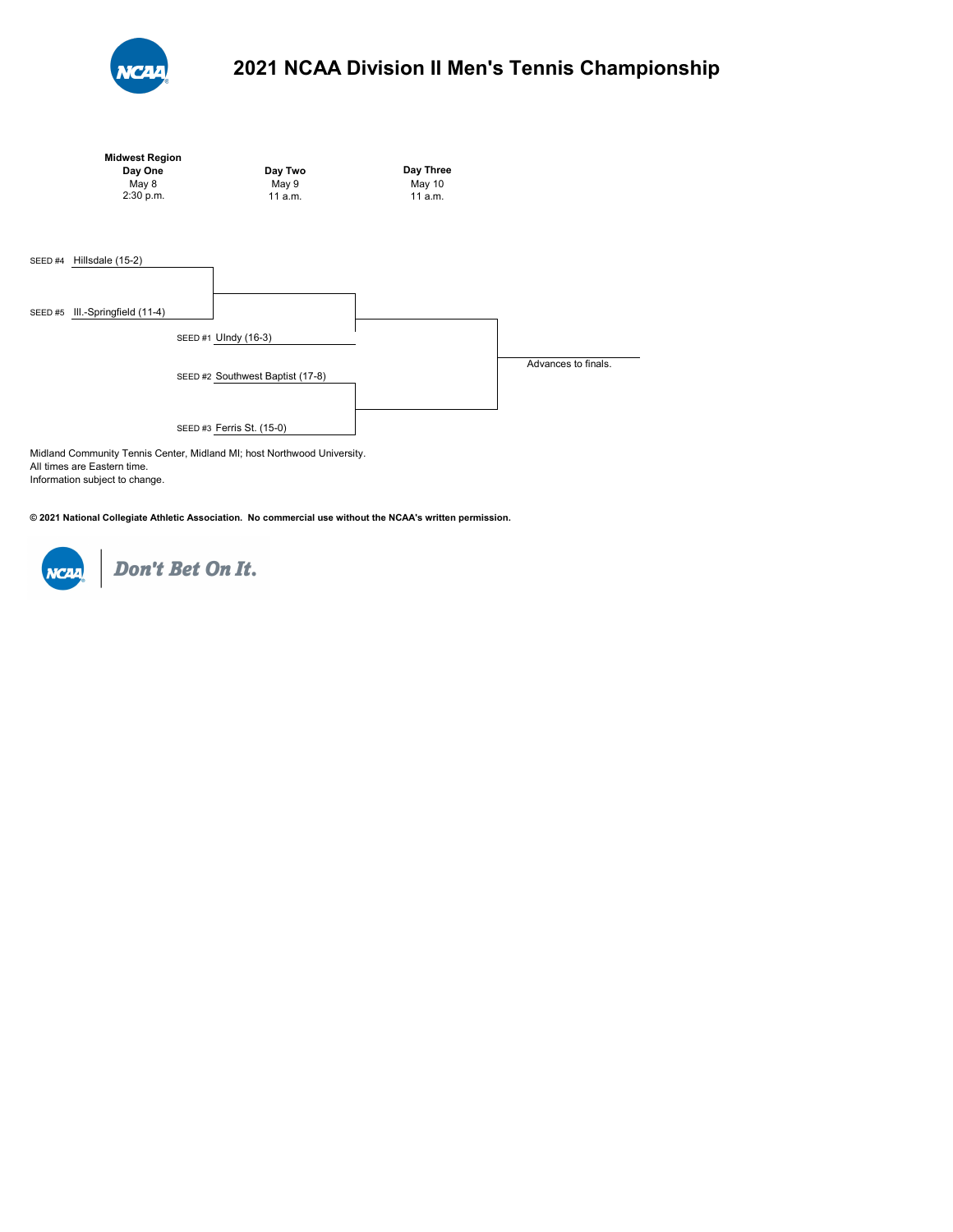# 2021 NCAA Division II Men's Tennis Championship

**Midwest Region**

| Day One | Day Two | Day Three |
|---|---|---|
| May 8 | May 9 | May 10 |
| 2:30 p.m. | 11 a.m. | 11 a.m. |

SEED #4 Hillsdale (15-2)

SEED #5 Ill.-Springfield (11-4)

SEED #1 UIndy (16-3)

SEED #2 Southwest Baptist (17-8)

SEED #3 Ferris St. (15-0)

Advances to finals.

Midland Community Tennis Center, Midland MI; host Northwood University.
All times are Eastern time.
Information subject to change.

**© 2021 National Collegiate Athletic Association. No commercial use without the NCAA's written permission.**

*Don't Bet On It.*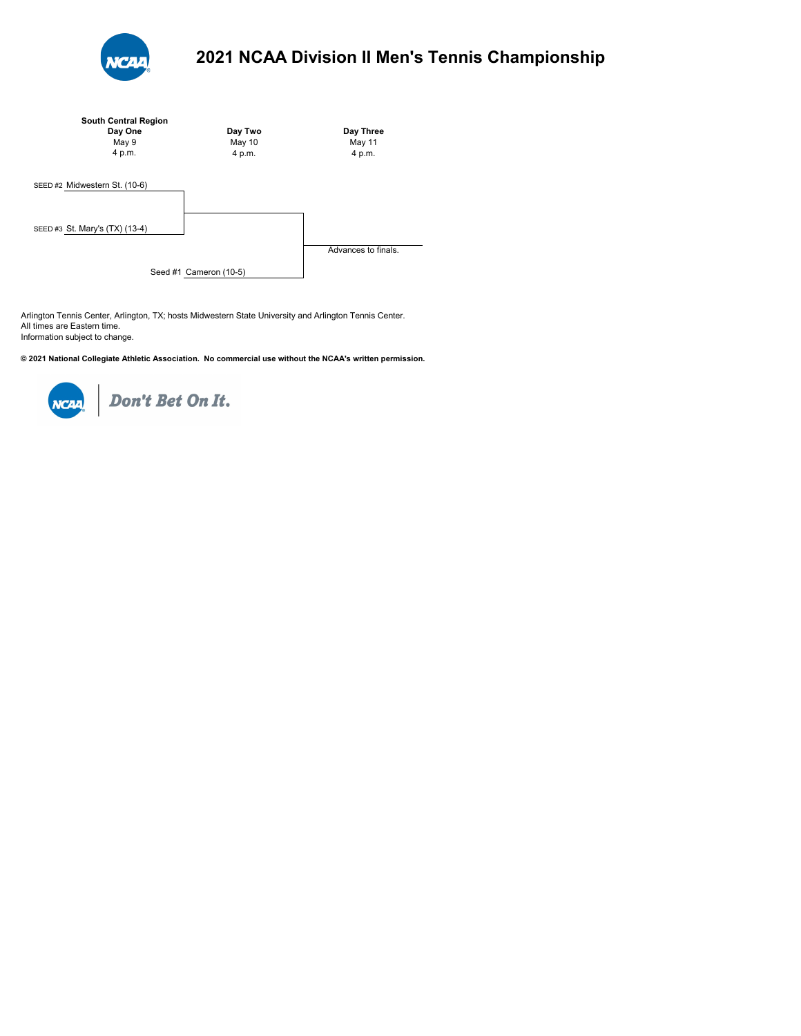# 2021 NCAA Division II Men's Tennis Championship

| South Central Region Day One | Day Two | Day Three |
|---|---|---|
| May 9 | May 10 | May 11 |
| 4 p.m. | 4 p.m. | 4 p.m. |

SEED #2 Midwestern St. (10-6)

SEED #3 St. Mary's (TX) (13-4)

Seed #1 Cameron (10-5)

Advances to finals.

Arlington Tennis Center, Arlington, TX; hosts Midwestern State University and Arlington Tennis Center.
All times are Eastern time.
Information subject to change.

**© 2021 National Collegiate Athletic Association. No commercial use without the NCAA's written permission.**

NCAA | *Don't Bet On It.*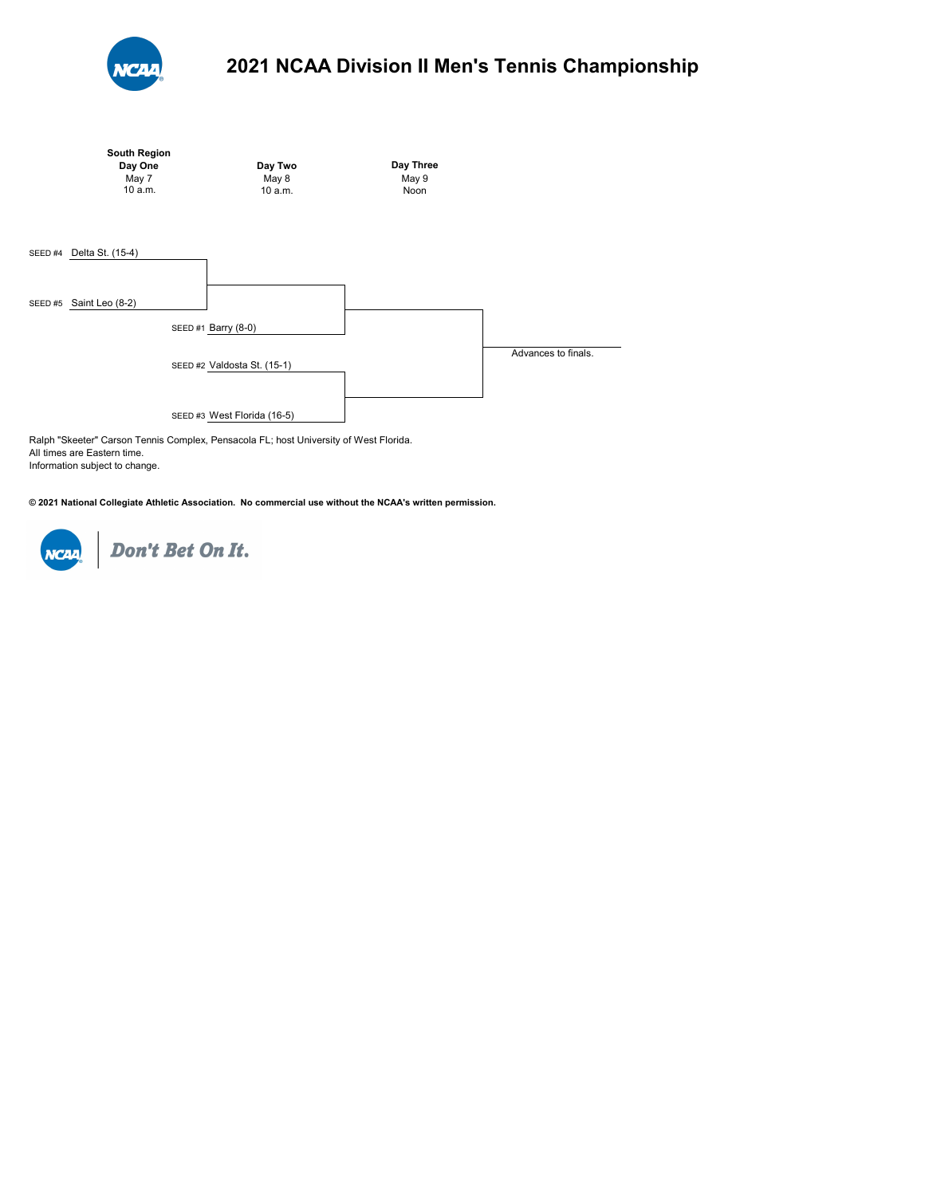# 2021 NCAA Division II Men's Tennis Championship

| South Region Day One | Day Two | Day Three | |
|---|---|---|---|
| May 7 | May 8 | May 9 | |
| 10 a.m. | 10 a.m. | Noon | |
| SEED #4 Delta St. (15-4) | | | |
| SEED #5 Saint Leo (8-2) | | | |
| | SEED #1 Barry (8-0) | | |
| | | | Advances to finals. |
| | SEED #2 Valdosta St. (15-1) | | |
| | SEED #3 West Florida (16-5) | | |

Ralph "Skeeter" Carson Tennis Complex, Pensacola FL; host University of West Florida.
All times are Eastern time.
Information subject to change.

**© 2021 National Collegiate Athletic Association. No commercial use without the NCAA's written permission.**

Don't Bet On It.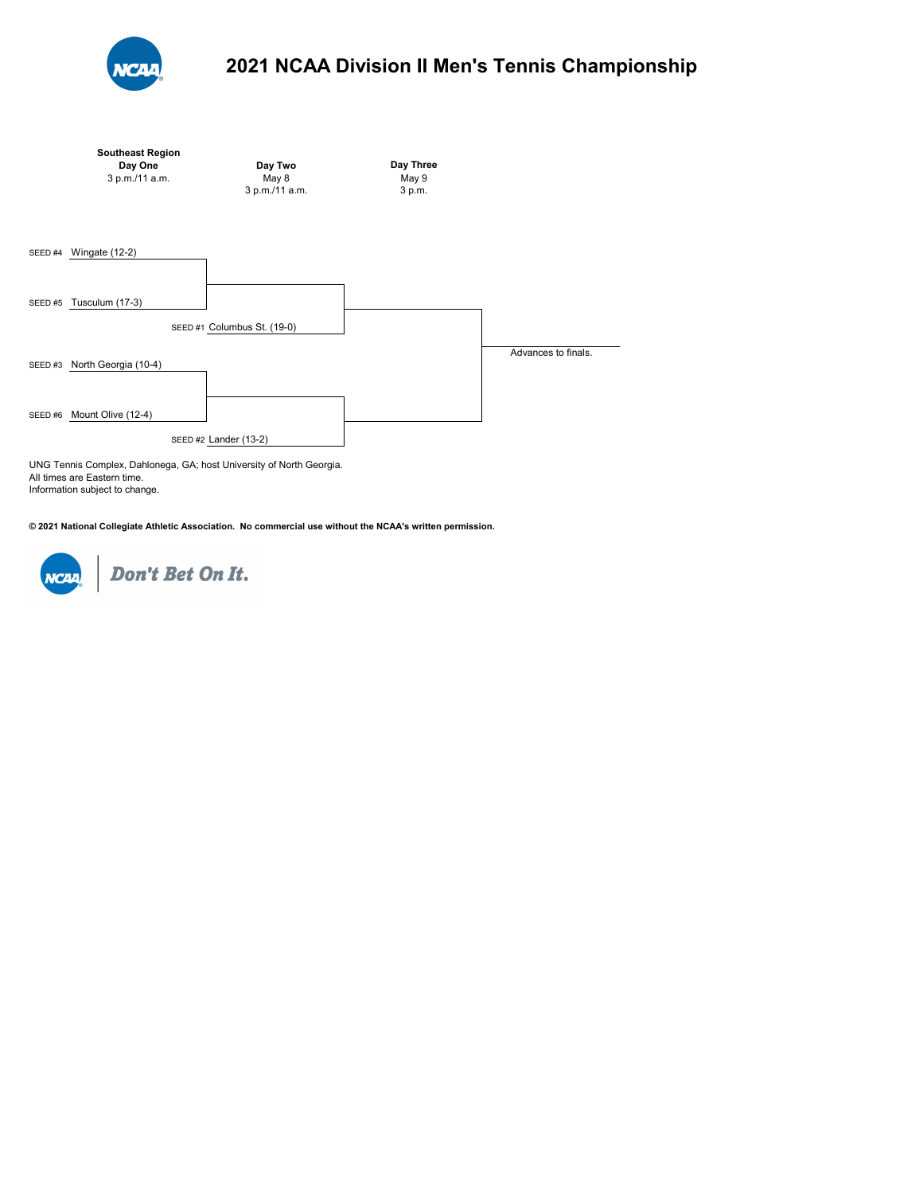# 2021 NCAA Division II Men's Tennis Championship

**Southeast Region**

| Day One | Day Two | Day Three |
|---|---|---|
| 3 p.m./11 a.m. | May 8 | May 9 |
| | 3 p.m./11 a.m. | 3 p.m. |

SEED #4 Wingate (12-2)

SEED #5 Tusculum (17-3)

SEED #1 Columbus St. (19-0)

SEED #3 North Georgia (10-4)

SEED #6 Mount Olive (12-4)

SEED #2 Lander (13-2)

Advances to finals.

UNG Tennis Complex, Dahlonega, GA; host University of North Georgia.
All times are Eastern time.
Information subject to change.

**© 2021 National Collegiate Athletic Association. No commercial use without the NCAA's written permission.**

*Don't Bet On It.*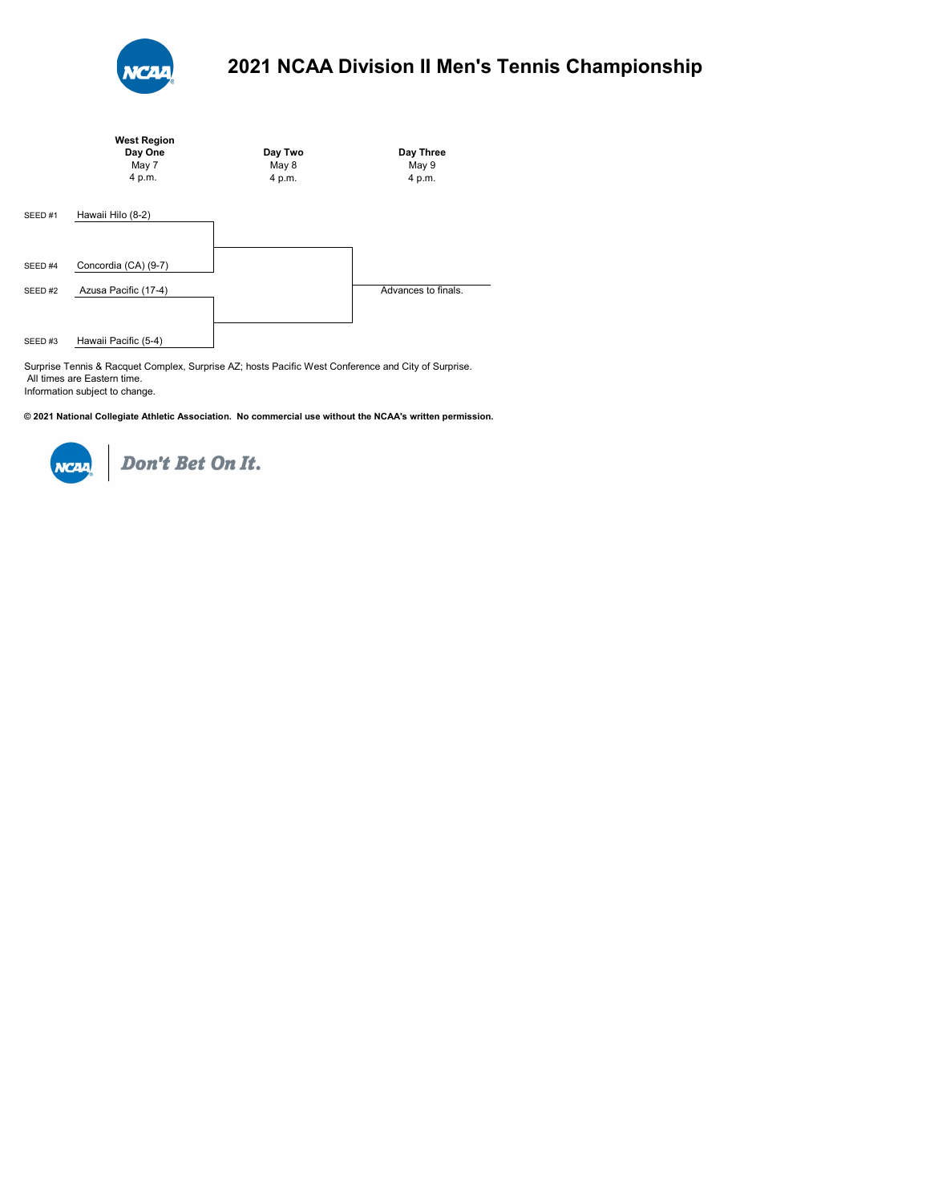# 2021 NCAA Division II Men's Tennis Championship

**West Region**

| **Day One** | **Day Two** | **Day Three** |
|---|---|---|
| May 7 | May 8 | May 9 |
| 4 p.m. | 4 p.m. | 4 p.m. |

SEED #1 Hawaii Hilo (8-2)

SEED #4 Concordia (CA) (9-7)

SEED #2 Azusa Pacific (17-4)

SEED #3 Hawaii Pacific (5-4)

Advances to finals.

Surprise Tennis & Racquet Complex, Surprise AZ; hosts Pacific West Conference and City of Surprise.
All times are Eastern time.
Information subject to change.

**© 2021 National Collegiate Athletic Association. No commercial use without the NCAA's written permission.**

*Don't Bet On It.*